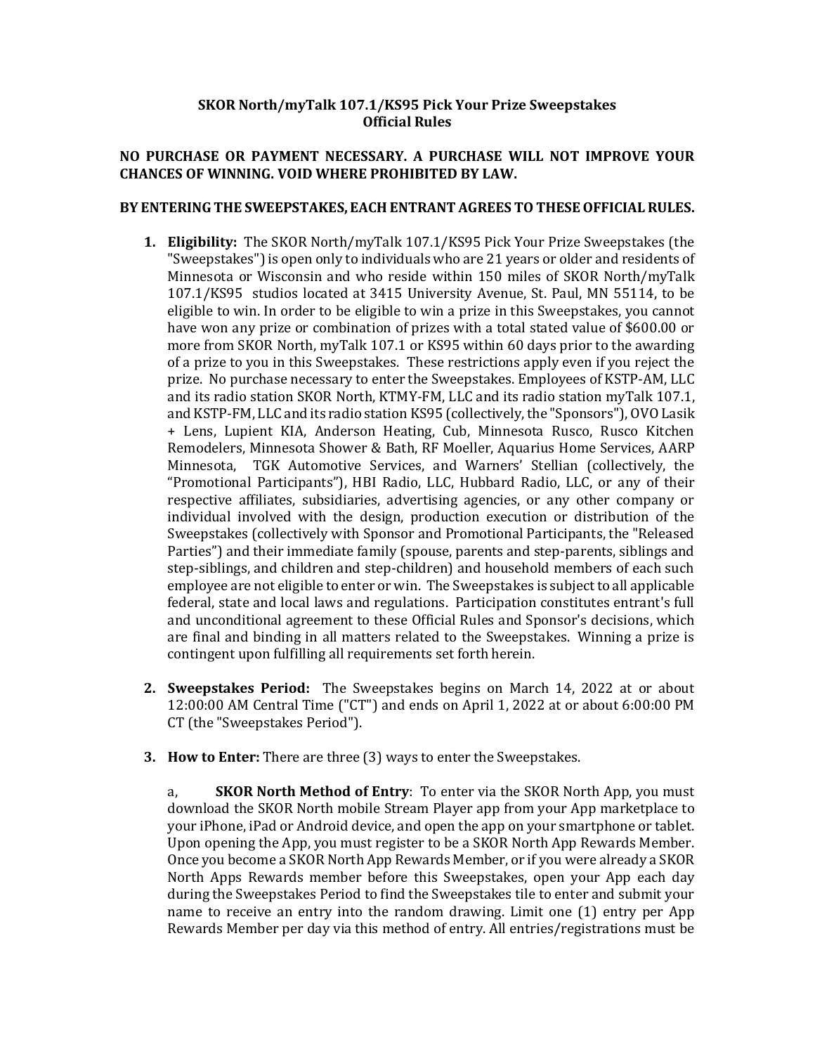**SKOR North/myTalk 107.1/KS95 Pick Your Prize Sweepstakes**
**Official Rules**

**NO PURCHASE OR PAYMENT NECESSARY. A PURCHASE WILL NOT IMPROVE YOUR CHANCES OF WINNING. VOID WHERE PROHIBITED BY LAW.**

**BY ENTERING THE SWEEPSTAKES, EACH ENTRANT AGREES TO THESE OFFICIAL RULES.**

1. **Eligibility:** The SKOR North/myTalk 107.1/KS95 Pick Your Prize Sweepstakes (the "Sweepstakes") is open only to individuals who are 21 years or older and residents of Minnesota or Wisconsin and who reside within 150 miles of SKOR North/myTalk 107.1/KS95 studios located at 3415 University Avenue, St. Paul, MN 55114, to be eligible to win. In order to be eligible to win a prize in this Sweepstakes, you cannot have won any prize or combination of prizes with a total stated value of $600.00 or more from SKOR North, myTalk 107.1 or KS95 within 60 days prior to the awarding of a prize to you in this Sweepstakes. These restrictions apply even if you reject the prize. No purchase necessary to enter the Sweepstakes. Employees of KSTP-AM, LLC and its radio station SKOR North, KTMY-FM, LLC and its radio station myTalk 107.1, and KSTP-FM, LLC and its radio station KS95 (collectively, the "Sponsors"), OVO Lasik + Lens, Lupient KIA, Anderson Heating, Cub, Minnesota Rusco, Rusco Kitchen Remodelers, Minnesota Shower & Bath, RF Moeller, Aquarius Home Services, AARP Minnesota, TGK Automotive Services, and Warners' Stellian (collectively, the "Promotional Participants"), HBI Radio, LLC, Hubbard Radio, LLC, or any of their respective affiliates, subsidiaries, advertising agencies, or any other company or individual involved with the design, production execution or distribution of the Sweepstakes (collectively with Sponsor and Promotional Participants, the "Released Parties") and their immediate family (spouse, parents and step-parents, siblings and step-siblings, and children and step-children) and household members of each such employee are not eligible to enter or win. The Sweepstakes is subject to all applicable federal, state and local laws and regulations. Participation constitutes entrant's full and unconditional agreement to these Official Rules and Sponsor's decisions, which are final and binding in all matters related to the Sweepstakes. Winning a prize is contingent upon fulfilling all requirements set forth herein.

2. **Sweepstakes Period:** The Sweepstakes begins on March 14, 2022 at or about 12:00:00 AM Central Time ("CT") and ends on April 1, 2022 at or about 6:00:00 PM CT (the "Sweepstakes Period").

3. **How to Enter:** There are three (3) ways to enter the Sweepstakes.

   a, **SKOR North Method of Entry**: To enter via the SKOR North App, you must download the SKOR North mobile Stream Player app from your App marketplace to your iPhone, iPad or Android device, and open the app on your smartphone or tablet. Upon opening the App, you must register to be a SKOR North App Rewards Member. Once you become a SKOR North App Rewards Member, or if you were already a SKOR North Apps Rewards member before this Sweepstakes, open your App each day during the Sweepstakes Period to find the Sweepstakes tile to enter and submit your name to receive an entry into the random drawing. Limit one (1) entry per App Rewards Member per day via this method of entry. All entries/registrations must be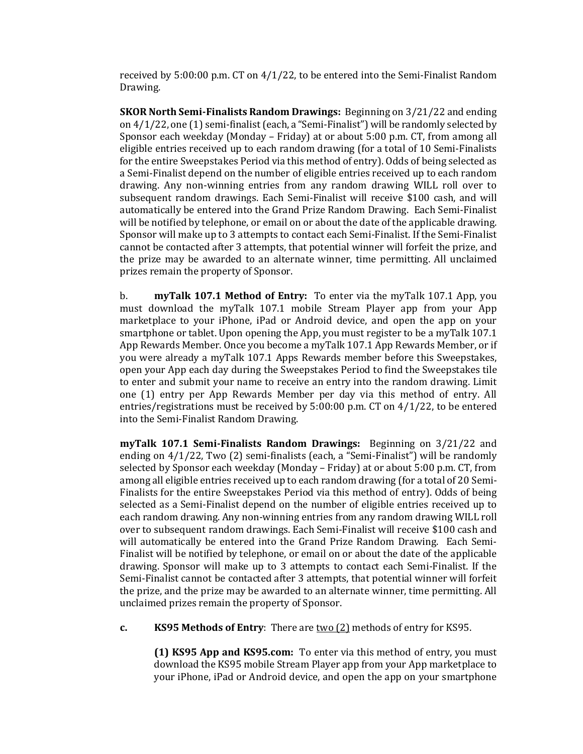received by 5:00:00 p.m. CT on 4/1/22, to be entered into the Semi-Finalist Random Drawing.

**SKOR North Semi-Finalists Random Drawings:** Beginning on 3/21/22 and ending on 4/1/22, one (1) semi-finalist (each, a "Semi-Finalist") will be randomly selected by Sponsor each weekday (Monday – Friday) at or about 5:00 p.m. CT, from among all eligible entries received up to each random drawing (for a total of 10 Semi-Finalists for the entire Sweepstakes Period via this method of entry). Odds of being selected as a Semi-Finalist depend on the number of eligible entries received up to each random drawing. Any non-winning entries from any random drawing WILL roll over to subsequent random drawings. Each Semi-Finalist will receive $100 cash, and will automatically be entered into the Grand Prize Random Drawing. Each Semi-Finalist will be notified by telephone, or email on or about the date of the applicable drawing. Sponsor will make up to 3 attempts to contact each Semi-Finalist. If the Semi-Finalist cannot be contacted after 3 attempts, that potential winner will forfeit the prize, and the prize may be awarded to an alternate winner, time permitting. All unclaimed prizes remain the property of Sponsor.

b. **myTalk 107.1 Method of Entry:** To enter via the myTalk 107.1 App, you must download the myTalk 107.1 mobile Stream Player app from your App marketplace to your iPhone, iPad or Android device, and open the app on your smartphone or tablet. Upon opening the App, you must register to be a myTalk 107.1 App Rewards Member. Once you become a myTalk 107.1 App Rewards Member, or if you were already a myTalk 107.1 Apps Rewards member before this Sweepstakes, open your App each day during the Sweepstakes Period to find the Sweepstakes tile to enter and submit your name to receive an entry into the random drawing. Limit one (1) entry per App Rewards Member per day via this method of entry. All entries/registrations must be received by 5:00:00 p.m. CT on 4/1/22, to be entered into the Semi-Finalist Random Drawing.

**myTalk 107.1 Semi-Finalists Random Drawings:** Beginning on 3/21/22 and ending on 4/1/22, Two (2) semi-finalists (each, a "Semi-Finalist") will be randomly selected by Sponsor each weekday (Monday – Friday) at or about 5:00 p.m. CT, from among all eligible entries received up to each random drawing (for a total of 20 Semi-Finalists for the entire Sweepstakes Period via this method of entry). Odds of being selected as a Semi-Finalist depend on the number of eligible entries received up to each random drawing. Any non-winning entries from any random drawing WILL roll over to subsequent random drawings. Each Semi-Finalist will receive $100 cash and will automatically be entered into the Grand Prize Random Drawing. Each Semi-Finalist will be notified by telephone, or email on or about the date of the applicable drawing. Sponsor will make up to 3 attempts to contact each Semi-Finalist. If the Semi-Finalist cannot be contacted after 3 attempts, that potential winner will forfeit the prize, and the prize may be awarded to an alternate winner, time permitting. All unclaimed prizes remain the property of Sponsor.

**c. KS95 Methods of Entry**: There are two (2) methods of entry for KS95.

**(1) KS95 App and KS95.com:** To enter via this method of entry, you must download the KS95 mobile Stream Player app from your App marketplace to your iPhone, iPad or Android device, and open the app on your smartphone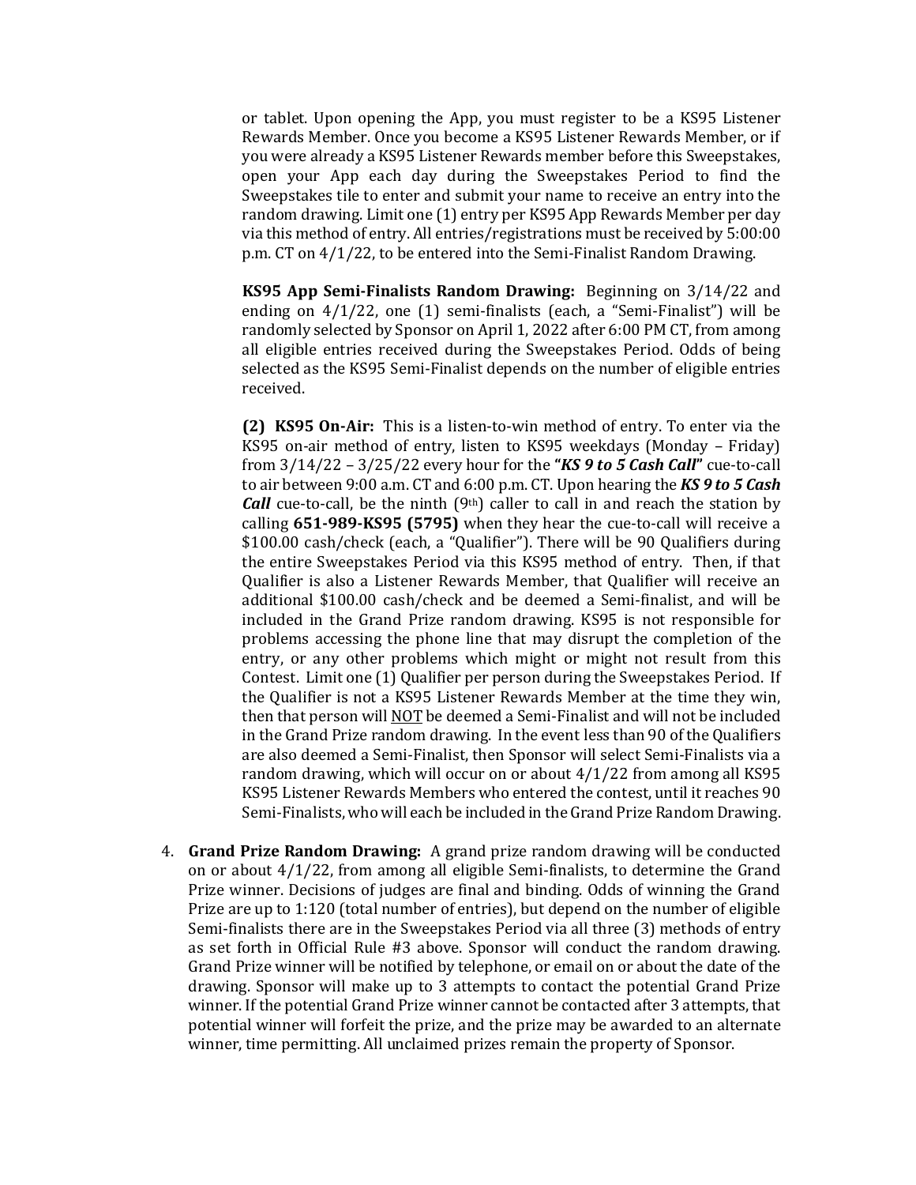or tablet. Upon opening the App, you must register to be a KS95 Listener Rewards Member. Once you become a KS95 Listener Rewards Member, or if you were already a KS95 Listener Rewards member before this Sweepstakes, open your App each day during the Sweepstakes Period to find the Sweepstakes tile to enter and submit your name to receive an entry into the random drawing. Limit one (1) entry per KS95 App Rewards Member per day via this method of entry. All entries/registrations must be received by 5:00:00 p.m. CT on 4/1/22, to be entered into the Semi-Finalist Random Drawing.

**KS95 App Semi-Finalists Random Drawing:** Beginning on 3/14/22 and ending on 4/1/22, one (1) semi-finalists (each, a "Semi-Finalist") will be randomly selected by Sponsor on April 1, 2022 after 6:00 PM CT, from among all eligible entries received during the Sweepstakes Period. Odds of being selected as the KS95 Semi-Finalist depends on the number of eligible entries received.

**(2) KS95 On-Air:** This is a listen-to-win method of entry. To enter via the KS95 on-air method of entry, listen to KS95 weekdays (Monday – Friday) from 3/14/22 – 3/25/22 every hour for the **"*KS 9 to 5 Cash Call*"** cue-to-call to air between 9:00 a.m. CT and 6:00 p.m. CT. Upon hearing the ***KS 9 to 5 Cash Call*** cue-to-call, be the ninth (9th) caller to call in and reach the station by calling **651-989-KS95 (5795)** when they hear the cue-to-call will receive a $100.00 cash/check (each, a "Qualifier"). There will be 90 Qualifiers during the entire Sweepstakes Period via this KS95 method of entry. Then, if that Qualifier is also a Listener Rewards Member, that Qualifier will receive an additional $100.00 cash/check and be deemed a Semi-finalist, and will be included in the Grand Prize random drawing. KS95 is not responsible for problems accessing the phone line that may disrupt the completion of the entry, or any other problems which might or might not result from this Contest. Limit one (1) Qualifier per person during the Sweepstakes Period. If the Qualifier is not a KS95 Listener Rewards Member at the time they win, then that person will <u>NOT</u> be deemed a Semi-Finalist and will not be included in the Grand Prize random drawing. In the event less than 90 of the Qualifiers are also deemed a Semi-Finalist, then Sponsor will select Semi-Finalists via a random drawing, which will occur on or about 4/1/22 from among all KS95 KS95 Listener Rewards Members who entered the contest, until it reaches 90 Semi-Finalists, who will each be included in the Grand Prize Random Drawing.

4. **Grand Prize Random Drawing:** A grand prize random drawing will be conducted on or about 4/1/22, from among all eligible Semi-finalists, to determine the Grand Prize winner. Decisions of judges are final and binding. Odds of winning the Grand Prize are up to 1:120 (total number of entries), but depend on the number of eligible Semi-finalists there are in the Sweepstakes Period via all three (3) methods of entry as set forth in Official Rule #3 above. Sponsor will conduct the random drawing. Grand Prize winner will be notified by telephone, or email on or about the date of the drawing. Sponsor will make up to 3 attempts to contact the potential Grand Prize winner. If the potential Grand Prize winner cannot be contacted after 3 attempts, that potential winner will forfeit the prize, and the prize may be awarded to an alternate winner, time permitting. All unclaimed prizes remain the property of Sponsor.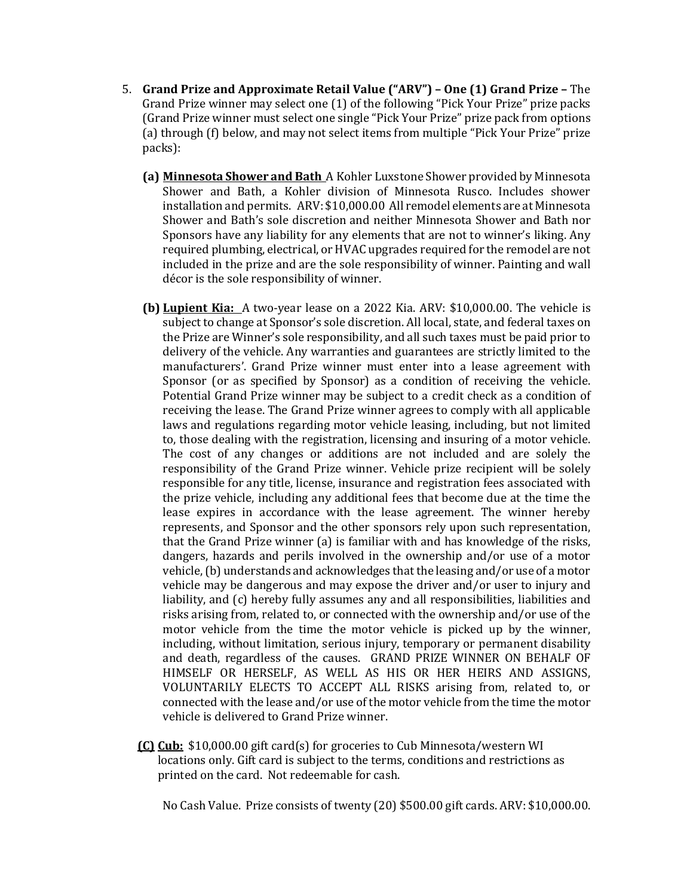5. **Grand Prize and Approximate Retail Value ("ARV") – One (1) Grand Prize –** The Grand Prize winner may select one (1) of the following "Pick Your Prize" prize packs (Grand Prize winner must select one single "Pick Your Prize" prize pack from options (a) through (f) below, and may not select items from multiple "Pick Your Prize" prize packs):

   **(a) <u>Minnesota Shower and Bath</u>** A Kohler Luxstone Shower provided by Minnesota Shower and Bath, a Kohler division of Minnesota Rusco. Includes shower installation and permits. ARV: $10,000.00 All remodel elements are at Minnesota Shower and Bath's sole discretion and neither Minnesota Shower and Bath nor Sponsors have any liability for any elements that are not to winner's liking. Any required plumbing, electrical, or HVAC upgrades required for the remodel are not included in the prize and are the sole responsibility of winner. Painting and wall décor is the sole responsibility of winner.

   **(b) <u>Lupient Kia:</u>** A two-year lease on a 2022 Kia. ARV: $10,000.00. The vehicle is subject to change at Sponsor's sole discretion. All local, state, and federal taxes on the Prize are Winner's sole responsibility, and all such taxes must be paid prior to delivery of the vehicle. Any warranties and guarantees are strictly limited to the manufacturers'. Grand Prize winner must enter into a lease agreement with Sponsor (or as specified by Sponsor) as a condition of receiving the vehicle. Potential Grand Prize winner may be subject to a credit check as a condition of receiving the lease. The Grand Prize winner agrees to comply with all applicable laws and regulations regarding motor vehicle leasing, including, but not limited to, those dealing with the registration, licensing and insuring of a motor vehicle. The cost of any changes or additions are not included and are solely the responsibility of the Grand Prize winner. Vehicle prize recipient will be solely responsible for any title, license, insurance and registration fees associated with the prize vehicle, including any additional fees that become due at the time the lease expires in accordance with the lease agreement. The winner hereby represents, and Sponsor and the other sponsors rely upon such representation, that the Grand Prize winner (a) is familiar with and has knowledge of the risks, dangers, hazards and perils involved in the ownership and/or use of a motor vehicle, (b) understands and acknowledges that the leasing and/or use of a motor vehicle may be dangerous and may expose the driver and/or user to injury and liability, and (c) hereby fully assumes any and all responsibilities, liabilities and risks arising from, related to, or connected with the ownership and/or use of the motor vehicle from the time the motor vehicle is picked up by the winner, including, without limitation, serious injury, temporary or permanent disability and death, regardless of the causes. GRAND PRIZE WINNER ON BEHALF OF HIMSELF OR HERSELF, AS WELL AS HIS OR HER HEIRS AND ASSIGNS, VOLUNTARILY ELECTS TO ACCEPT ALL RISKS arising from, related to, or connected with the lease and/or use of the motor vehicle from the time the motor vehicle is delivered to Grand Prize winner.

   **(C) <u>Cub:</u>** $10,000.00 gift card(s) for groceries to Cub Minnesota/western WI locations only. Gift card is subject to the terms, conditions and restrictions as printed on the card. Not redeemable for cash.

   No Cash Value. Prize consists of twenty (20) $500.00 gift cards. ARV: $10,000.00.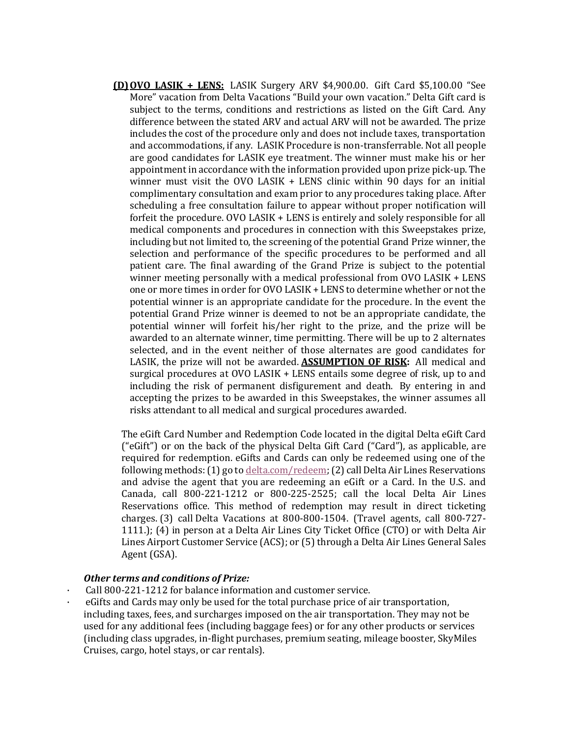**(D)** **OVO LASIK + LENS:** LASIK Surgery ARV $4,900.00. Gift Card $5,100.00 "See More" vacation from Delta Vacations "Build your own vacation." Delta Gift card is subject to the terms, conditions and restrictions as listed on the Gift Card. Any difference between the stated ARV and actual ARV will not be awarded. The prize includes the cost of the procedure only and does not include taxes, transportation and accommodations, if any. LASIK Procedure is non-transferrable. Not all people are good candidates for LASIK eye treatment. The winner must make his or her appointment in accordance with the information provided upon prize pick-up. The winner must visit the OVO LASIK + LENS clinic within 90 days for an initial complimentary consultation and exam prior to any procedures taking place. After scheduling a free consultation failure to appear without proper notification will forfeit the procedure. OVO LASIK + LENS is entirely and solely responsible for all medical components and procedures in connection with this Sweepstakes prize, including but not limited to, the screening of the potential Grand Prize winner, the selection and performance of the specific procedures to be performed and all patient care. The final awarding of the Grand Prize is subject to the potential winner meeting personally with a medical professional from OVO LASIK + LENS one or more times in order for OVO LASIK + LENS to determine whether or not the potential winner is an appropriate candidate for the procedure. In the event the potential Grand Prize winner is deemed to not be an appropriate candidate, the potential winner will forfeit his/her right to the prize, and the prize will be awarded to an alternate winner, time permitting. There will be up to 2 alternates selected, and in the event neither of those alternates are good candidates for LASIK, the prize will not be awarded. **ASSUMPTION OF RISK:** All medical and surgical procedures at OVO LASIK + LENS entails some degree of risk, up to and including the risk of permanent disfigurement and death. By entering in and accepting the prizes to be awarded in this Sweepstakes, the winner assumes all risks attendant to all medical and surgical procedures awarded.

The eGift Card Number and Redemption Code located in the digital Delta eGift Card ("eGift") or on the back of the physical Delta Gift Card ("Card"), as applicable, are required for redemption. eGifts and Cards can only be redeemed using one of the following methods: (1) go to delta.com/redeem; (2) call Delta Air Lines Reservations and advise the agent that you are redeeming an eGift or a Card. In the U.S. and Canada, call 800-221-1212 or 800-225-2525; call the local Delta Air Lines Reservations office. This method of redemption may result in direct ticketing charges. (3) call Delta Vacations at 800-800-1504. (Travel agents, call 800-727-1111.); (4) in person at a Delta Air Lines City Ticket Office (CTO) or with Delta Air Lines Airport Customer Service (ACS); or (5) through a Delta Air Lines General Sales Agent (GSA).

***Other terms and conditions of Prize:***

- Call 800-221-1212 for balance information and customer service.
- eGifts and Cards may only be used for the total purchase price of air transportation, including taxes, fees, and surcharges imposed on the air transportation. They may not be used for any additional fees (including baggage fees) or for any other products or services (including class upgrades, in-flight purchases, premium seating, mileage booster, SkyMiles Cruises, cargo, hotel stays, or car rentals).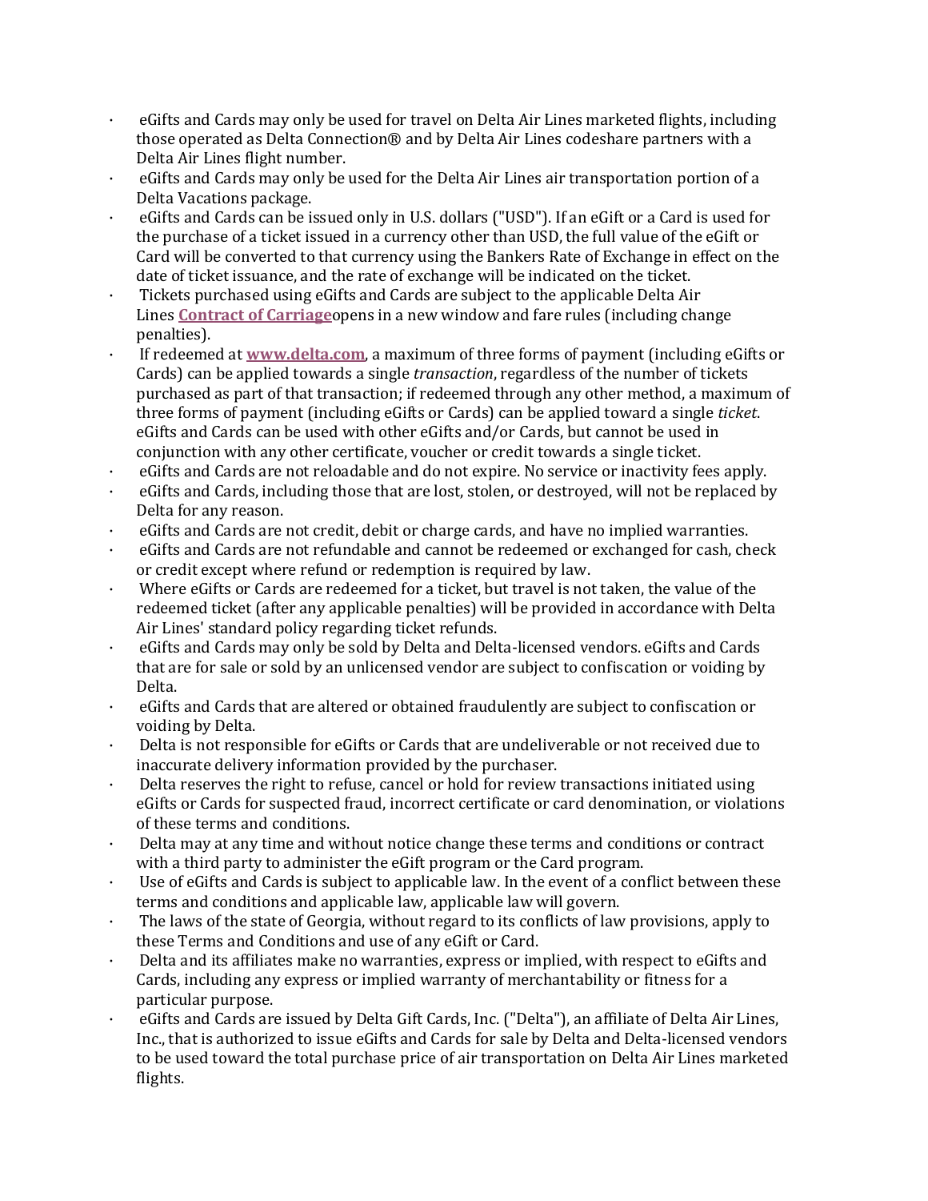- eGifts and Cards may only be used for travel on Delta Air Lines marketed flights, including those operated as Delta Connection® and by Delta Air Lines codeshare partners with a Delta Air Lines flight number.
- eGifts and Cards may only be used for the Delta Air Lines air transportation portion of a Delta Vacations package.
- eGifts and Cards can be issued only in U.S. dollars ("USD"). If an eGift or a Card is used for the purchase of a ticket issued in a currency other than USD, the full value of the eGift or Card will be converted to that currency using the Bankers Rate of Exchange in effect on the date of ticket issuance, and the rate of exchange will be indicated on the ticket.
- Tickets purchased using eGifts and Cards are subject to the applicable Delta Air Lines **Contract of Carriage**opens in a new window and fare rules (including change penalties).
- If redeemed at **www.delta.com**, a maximum of three forms of payment (including eGifts or Cards) can be applied towards a single *transaction*, regardless of the number of tickets purchased as part of that transaction; if redeemed through any other method, a maximum of three forms of payment (including eGifts or Cards) can be applied toward a single *ticket*. eGifts and Cards can be used with other eGifts and/or Cards, but cannot be used in conjunction with any other certificate, voucher or credit towards a single ticket.
- eGifts and Cards are not reloadable and do not expire. No service or inactivity fees apply.
- eGifts and Cards, including those that are lost, stolen, or destroyed, will not be replaced by Delta for any reason.
- eGifts and Cards are not credit, debit or charge cards, and have no implied warranties.
- eGifts and Cards are not refundable and cannot be redeemed or exchanged for cash, check or credit except where refund or redemption is required by law.
- Where eGifts or Cards are redeemed for a ticket, but travel is not taken, the value of the redeemed ticket (after any applicable penalties) will be provided in accordance with Delta Air Lines' standard policy regarding ticket refunds.
- eGifts and Cards may only be sold by Delta and Delta-licensed vendors. eGifts and Cards that are for sale or sold by an unlicensed vendor are subject to confiscation or voiding by Delta.
- eGifts and Cards that are altered or obtained fraudulently are subject to confiscation or voiding by Delta.
- Delta is not responsible for eGifts or Cards that are undeliverable or not received due to inaccurate delivery information provided by the purchaser.
- Delta reserves the right to refuse, cancel or hold for review transactions initiated using eGifts or Cards for suspected fraud, incorrect certificate or card denomination, or violations of these terms and conditions.
- Delta may at any time and without notice change these terms and conditions or contract with a third party to administer the eGift program or the Card program.
- Use of eGifts and Cards is subject to applicable law. In the event of a conflict between these terms and conditions and applicable law, applicable law will govern.
- The laws of the state of Georgia, without regard to its conflicts of law provisions, apply to these Terms and Conditions and use of any eGift or Card.
- Delta and its affiliates make no warranties, express or implied, with respect to eGifts and Cards, including any express or implied warranty of merchantability or fitness for a particular purpose.
- eGifts and Cards are issued by Delta Gift Cards, Inc. ("Delta"), an affiliate of Delta Air Lines, Inc., that is authorized to issue eGifts and Cards for sale by Delta and Delta-licensed vendors to be used toward the total purchase price of air transportation on Delta Air Lines marketed flights.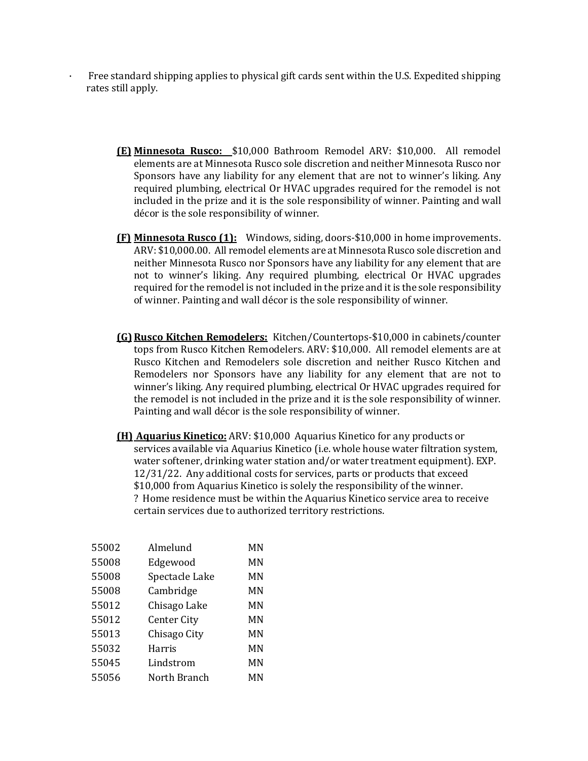- Free standard shipping applies to physical gift cards sent within the U.S. Expedited shipping rates still apply.

**(E)** **Minnesota Rusco:** $10,000 Bathroom Remodel ARV: $10,000. All remodel elements are at Minnesota Rusco sole discretion and neither Minnesota Rusco nor Sponsors have any liability for any element that are not to winner's liking. Any required plumbing, electrical Or HVAC upgrades required for the remodel is not included in the prize and it is the sole responsibility of winner. Painting and wall décor is the sole responsibility of winner.

**(F)** **Minnesota Rusco (1):** Windows, siding, doors-$10,000 in home improvements. ARV: $10,000.00. All remodel elements are at Minnesota Rusco sole discretion and neither Minnesota Rusco nor Sponsors have any liability for any element that are not to winner's liking. Any required plumbing, electrical Or HVAC upgrades required for the remodel is not included in the prize and it is the sole responsibility of winner. Painting and wall décor is the sole responsibility of winner.

**(G)** **Rusco Kitchen Remodelers:** Kitchen/Countertops-$10,000 in cabinets/counter tops from Rusco Kitchen Remodelers. ARV: $10,000. All remodel elements are at Rusco Kitchen and Remodelers sole discretion and neither Rusco Kitchen and Remodelers nor Sponsors have any liability for any element that are not to winner's liking. Any required plumbing, electrical Or HVAC upgrades required for the remodel is not included in the prize and it is the sole responsibility of winner. Painting and wall décor is the sole responsibility of winner.

**(H)** **Aquarius Kinetico:** ARV: $10,000 Aquarius Kinetico for any products or services available via Aquarius Kinetico (i.e. whole house water filtration system, water softener, drinking water station and/or water treatment equipment). EXP. 12/31/22. Any additional costs for services, parts or products that exceed $10,000 from Aquarius Kinetico is solely the responsibility of the winner.
? Home residence must be within the Aquarius Kinetico service area to receive certain services due to authorized territory restrictions.

| | | |
|---|---|---|
| 55002 | Almelund | MN |
| 55008 | Edgewood | MN |
| 55008 | Spectacle Lake | MN |
| 55008 | Cambridge | MN |
| 55012 | Chisago Lake | MN |
| 55012 | Center City | MN |
| 55013 | Chisago City | MN |
| 55032 | Harris | MN |
| 55045 | Lindstrom | MN |
| 55056 | North Branch | MN |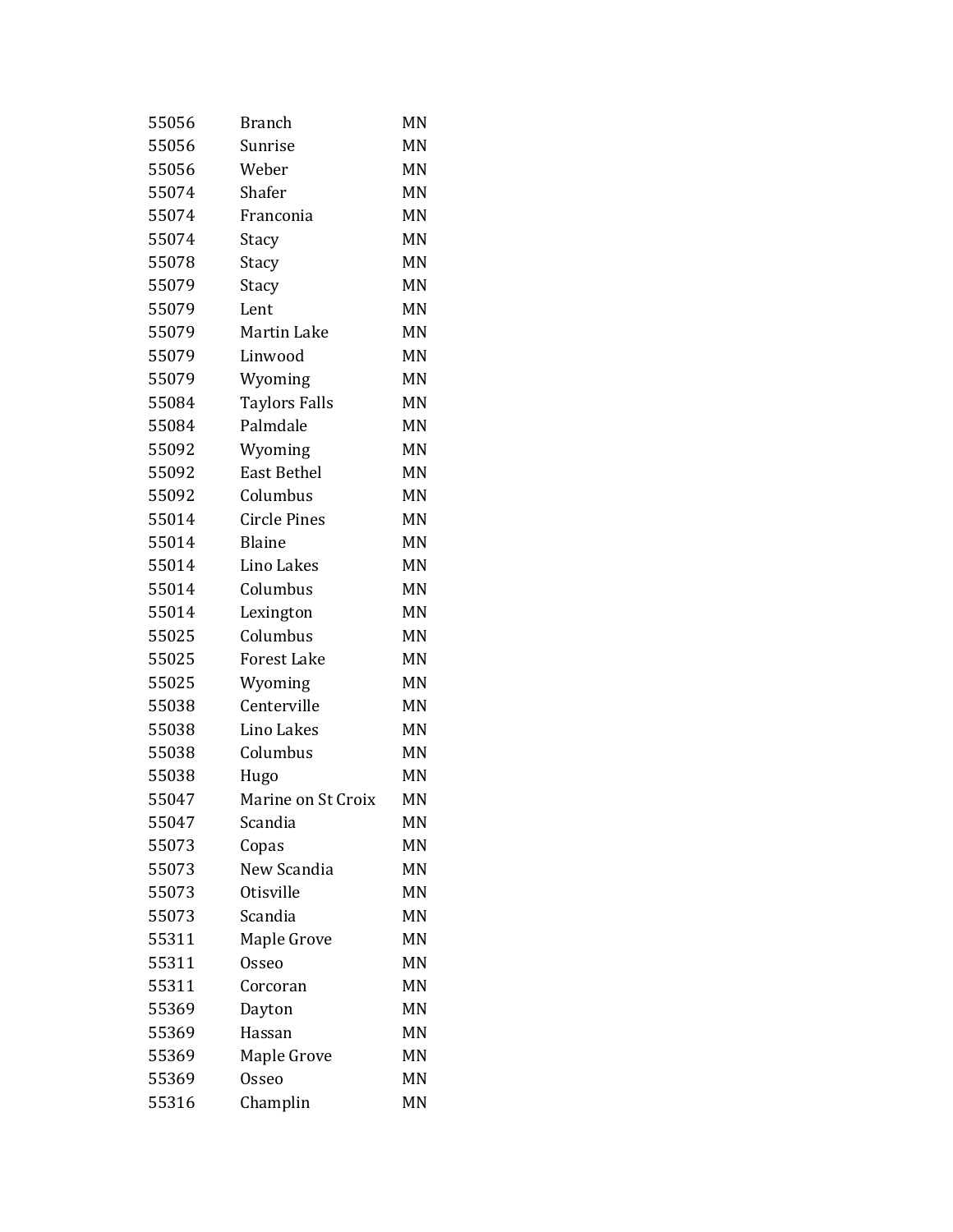| | | |
|---|---|---|
| 55056 | Branch | MN |
| 55056 | Sunrise | MN |
| 55056 | Weber | MN |
| 55074 | Shafer | MN |
| 55074 | Franconia | MN |
| 55074 | Stacy | MN |
| 55078 | Stacy | MN |
| 55079 | Stacy | MN |
| 55079 | Lent | MN |
| 55079 | Martin Lake | MN |
| 55079 | Linwood | MN |
| 55079 | Wyoming | MN |
| 55084 | Taylors Falls | MN |
| 55084 | Palmdale | MN |
| 55092 | Wyoming | MN |
| 55092 | East Bethel | MN |
| 55092 | Columbus | MN |
| 55014 | Circle Pines | MN |
| 55014 | Blaine | MN |
| 55014 | Lino Lakes | MN |
| 55014 | Columbus | MN |
| 55014 | Lexington | MN |
| 55025 | Columbus | MN |
| 55025 | Forest Lake | MN |
| 55025 | Wyoming | MN |
| 55038 | Centerville | MN |
| 55038 | Lino Lakes | MN |
| 55038 | Columbus | MN |
| 55038 | Hugo | MN |
| 55047 | Marine on St Croix | MN |
| 55047 | Scandia | MN |
| 55073 | Copas | MN |
| 55073 | New Scandia | MN |
| 55073 | Otisville | MN |
| 55073 | Scandia | MN |
| 55311 | Maple Grove | MN |
| 55311 | Osseo | MN |
| 55311 | Corcoran | MN |
| 55369 | Dayton | MN |
| 55369 | Hassan | MN |
| 55369 | Maple Grove | MN |
| 55369 | Osseo | MN |
| 55316 | Champlin | MN |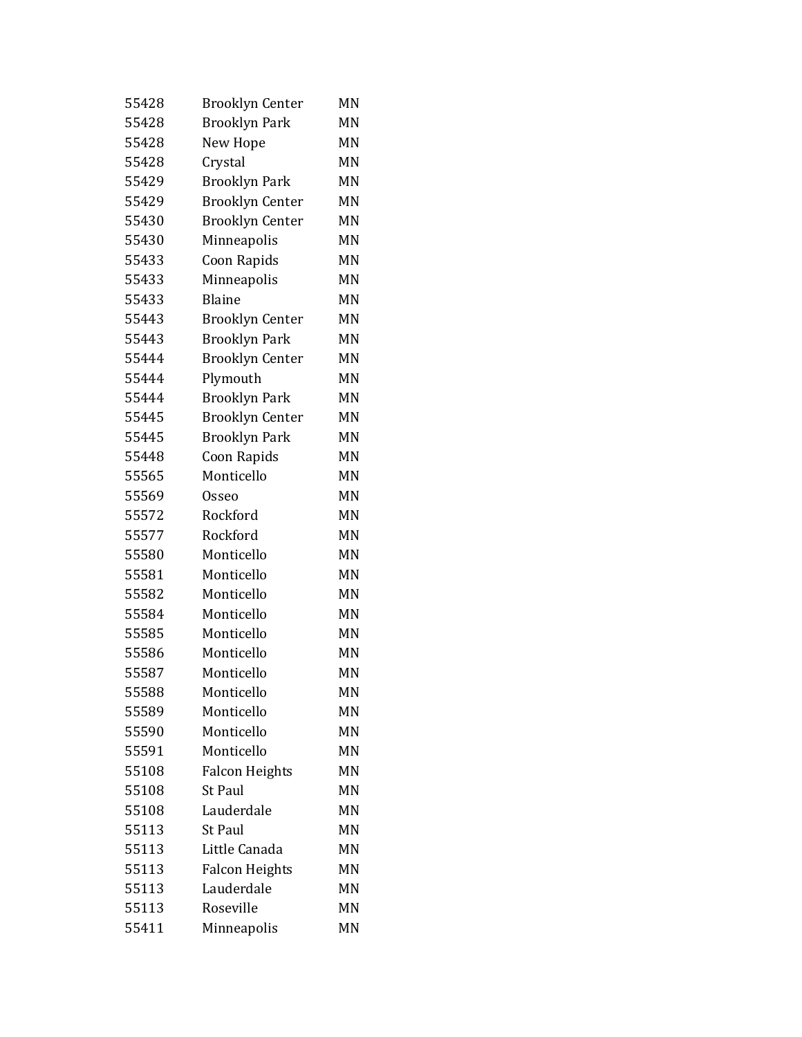| | | |
|---|---|---|
| 55428 | Brooklyn Center | MN |
| 55428 | Brooklyn Park | MN |
| 55428 | New Hope | MN |
| 55428 | Crystal | MN |
| 55429 | Brooklyn Park | MN |
| 55429 | Brooklyn Center | MN |
| 55430 | Brooklyn Center | MN |
| 55430 | Minneapolis | MN |
| 55433 | Coon Rapids | MN |
| 55433 | Minneapolis | MN |
| 55433 | Blaine | MN |
| 55443 | Brooklyn Center | MN |
| 55443 | Brooklyn Park | MN |
| 55444 | Brooklyn Center | MN |
| 55444 | Plymouth | MN |
| 55444 | Brooklyn Park | MN |
| 55445 | Brooklyn Center | MN |
| 55445 | Brooklyn Park | MN |
| 55448 | Coon Rapids | MN |
| 55565 | Monticello | MN |
| 55569 | Osseo | MN |
| 55572 | Rockford | MN |
| 55577 | Rockford | MN |
| 55580 | Monticello | MN |
| 55581 | Monticello | MN |
| 55582 | Monticello | MN |
| 55584 | Monticello | MN |
| 55585 | Monticello | MN |
| 55586 | Monticello | MN |
| 55587 | Monticello | MN |
| 55588 | Monticello | MN |
| 55589 | Monticello | MN |
| 55590 | Monticello | MN |
| 55591 | Monticello | MN |
| 55108 | Falcon Heights | MN |
| 55108 | St Paul | MN |
| 55108 | Lauderdale | MN |
| 55113 | St Paul | MN |
| 55113 | Little Canada | MN |
| 55113 | Falcon Heights | MN |
| 55113 | Lauderdale | MN |
| 55113 | Roseville | MN |
| 55411 | Minneapolis | MN |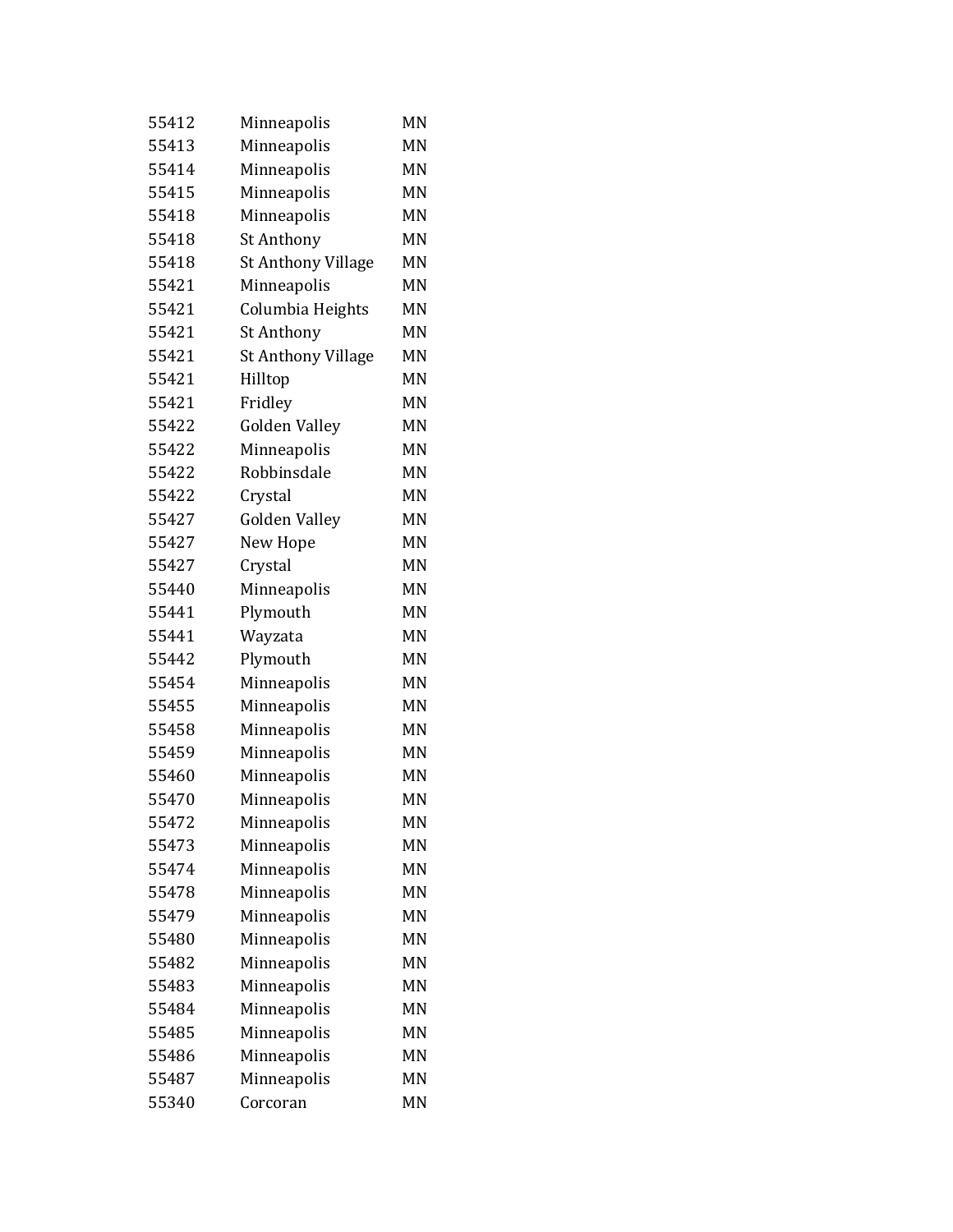| | | |
|---|---|---|
| 55412 | Minneapolis | MN |
| 55413 | Minneapolis | MN |
| 55414 | Minneapolis | MN |
| 55415 | Minneapolis | MN |
| 55418 | Minneapolis | MN |
| 55418 | St Anthony | MN |
| 55418 | St Anthony Village | MN |
| 55421 | Minneapolis | MN |
| 55421 | Columbia Heights | MN |
| 55421 | St Anthony | MN |
| 55421 | St Anthony Village | MN |
| 55421 | Hilltop | MN |
| 55421 | Fridley | MN |
| 55422 | Golden Valley | MN |
| 55422 | Minneapolis | MN |
| 55422 | Robbinsdale | MN |
| 55422 | Crystal | MN |
| 55427 | Golden Valley | MN |
| 55427 | New Hope | MN |
| 55427 | Crystal | MN |
| 55440 | Minneapolis | MN |
| 55441 | Plymouth | MN |
| 55441 | Wayzata | MN |
| 55442 | Plymouth | MN |
| 55454 | Minneapolis | MN |
| 55455 | Minneapolis | MN |
| 55458 | Minneapolis | MN |
| 55459 | Minneapolis | MN |
| 55460 | Minneapolis | MN |
| 55470 | Minneapolis | MN |
| 55472 | Minneapolis | MN |
| 55473 | Minneapolis | MN |
| 55474 | Minneapolis | MN |
| 55478 | Minneapolis | MN |
| 55479 | Minneapolis | MN |
| 55480 | Minneapolis | MN |
| 55482 | Minneapolis | MN |
| 55483 | Minneapolis | MN |
| 55484 | Minneapolis | MN |
| 55485 | Minneapolis | MN |
| 55486 | Minneapolis | MN |
| 55487 | Minneapolis | MN |
| 55340 | Corcoran | MN |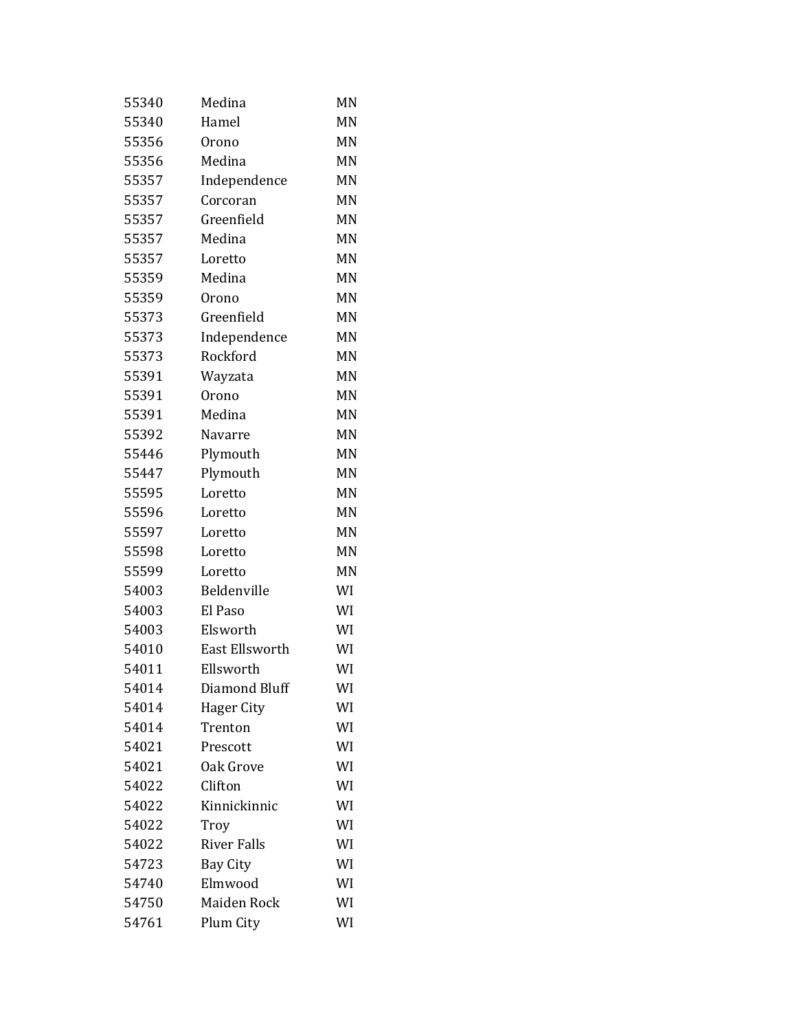| | | |
|---|---|---|
| 55340 | Medina | MN |
| 55340 | Hamel | MN |
| 55356 | Orono | MN |
| 55356 | Medina | MN |
| 55357 | Independence | MN |
| 55357 | Corcoran | MN |
| 55357 | Greenfield | MN |
| 55357 | Medina | MN |
| 55357 | Loretto | MN |
| 55359 | Medina | MN |
| 55359 | Orono | MN |
| 55373 | Greenfield | MN |
| 55373 | Independence | MN |
| 55373 | Rockford | MN |
| 55391 | Wayzata | MN |
| 55391 | Orono | MN |
| 55391 | Medina | MN |
| 55392 | Navarre | MN |
| 55446 | Plymouth | MN |
| 55447 | Plymouth | MN |
| 55595 | Loretto | MN |
| 55596 | Loretto | MN |
| 55597 | Loretto | MN |
| 55598 | Loretto | MN |
| 55599 | Loretto | MN |
| 54003 | Beldenville | WI |
| 54003 | El Paso | WI |
| 54003 | Elsworth | WI |
| 54010 | East Ellsworth | WI |
| 54011 | Ellsworth | WI |
| 54014 | Diamond Bluff | WI |
| 54014 | Hager City | WI |
| 54014 | Trenton | WI |
| 54021 | Prescott | WI |
| 54021 | Oak Grove | WI |
| 54022 | Clifton | WI |
| 54022 | Kinnickinnic | WI |
| 54022 | Troy | WI |
| 54022 | River Falls | WI |
| 54723 | Bay City | WI |
| 54740 | Elmwood | WI |
| 54750 | Maiden Rock | WI |
| 54761 | Plum City | WI |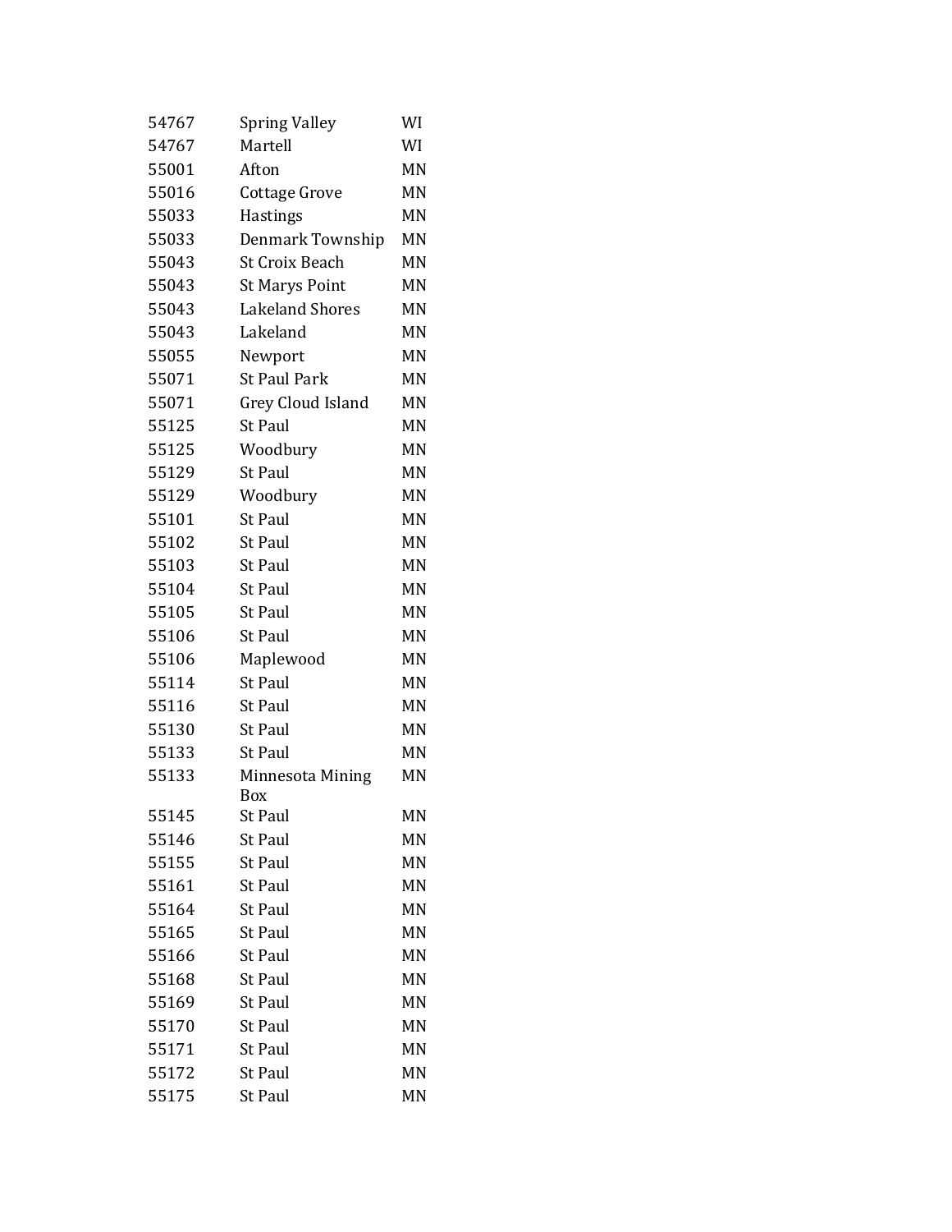| | | |
|---|---|---|
| 54767 | Spring Valley | WI |
| 54767 | Martell | WI |
| 55001 | Afton | MN |
| 55016 | Cottage Grove | MN |
| 55033 | Hastings | MN |
| 55033 | Denmark Township | MN |
| 55043 | St Croix Beach | MN |
| 55043 | St Marys Point | MN |
| 55043 | Lakeland Shores | MN |
| 55043 | Lakeland | MN |
| 55055 | Newport | MN |
| 55071 | St Paul Park | MN |
| 55071 | Grey Cloud Island | MN |
| 55125 | St Paul | MN |
| 55125 | Woodbury | MN |
| 55129 | St Paul | MN |
| 55129 | Woodbury | MN |
| 55101 | St Paul | MN |
| 55102 | St Paul | MN |
| 55103 | St Paul | MN |
| 55104 | St Paul | MN |
| 55105 | St Paul | MN |
| 55106 | St Paul | MN |
| 55106 | Maplewood | MN |
| 55114 | St Paul | MN |
| 55116 | St Paul | MN |
| 55130 | St Paul | MN |
| 55133 | St Paul | MN |
| 55133 | Minnesota Mining Box | MN |
| 55145 | St Paul | MN |
| 55146 | St Paul | MN |
| 55155 | St Paul | MN |
| 55161 | St Paul | MN |
| 55164 | St Paul | MN |
| 55165 | St Paul | MN |
| 55166 | St Paul | MN |
| 55168 | St Paul | MN |
| 55169 | St Paul | MN |
| 55170 | St Paul | MN |
| 55171 | St Paul | MN |
| 55172 | St Paul | MN |
| 55175 | St Paul | MN |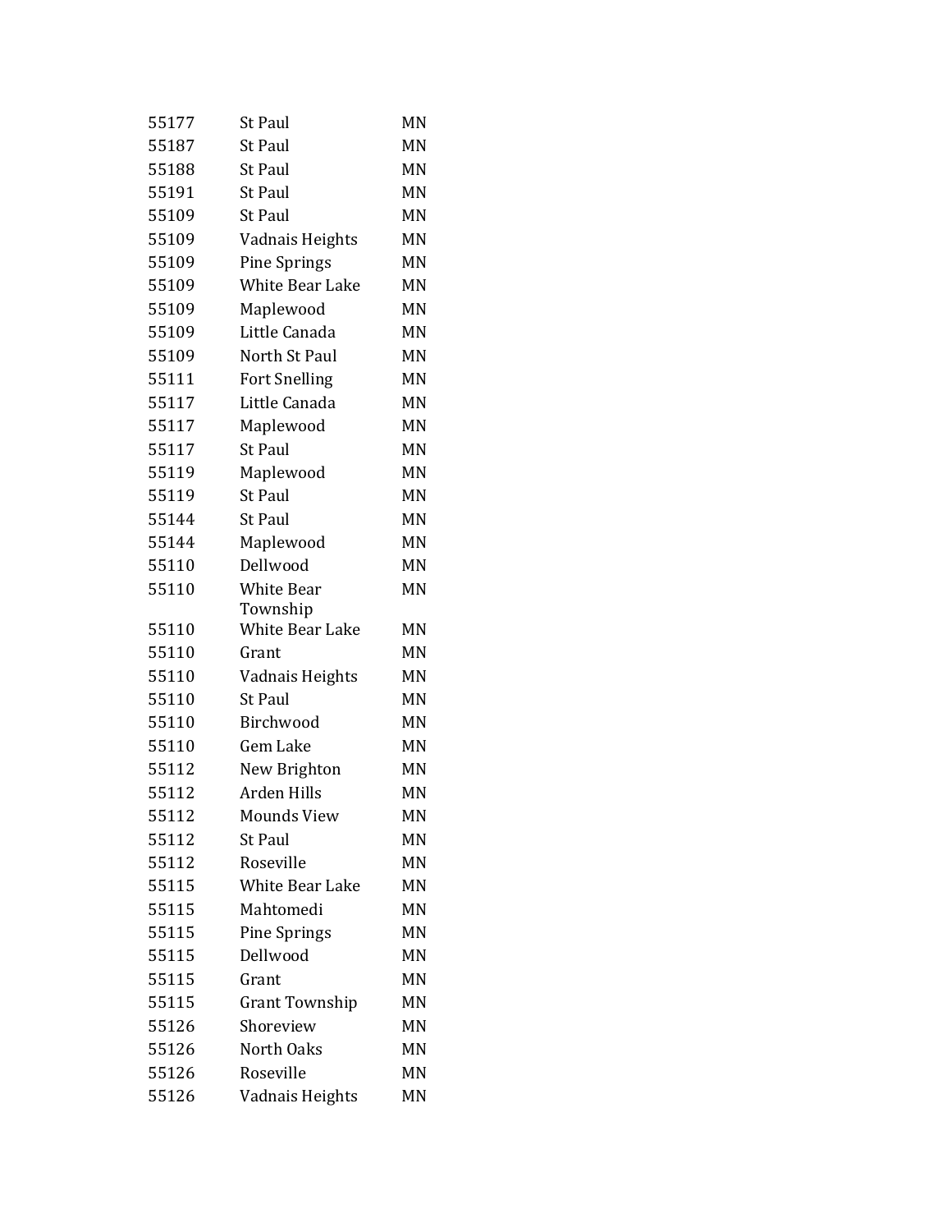| | | |
|---|---|---|
| 55177 | St Paul | MN |
| 55187 | St Paul | MN |
| 55188 | St Paul | MN |
| 55191 | St Paul | MN |
| 55109 | St Paul | MN |
| 55109 | Vadnais Heights | MN |
| 55109 | Pine Springs | MN |
| 55109 | White Bear Lake | MN |
| 55109 | Maplewood | MN |
| 55109 | Little Canada | MN |
| 55109 | North St Paul | MN |
| 55111 | Fort Snelling | MN |
| 55117 | Little Canada | MN |
| 55117 | Maplewood | MN |
| 55117 | St Paul | MN |
| 55119 | Maplewood | MN |
| 55119 | St Paul | MN |
| 55144 | St Paul | MN |
| 55144 | Maplewood | MN |
| 55110 | Dellwood | MN |
| 55110 | White Bear Township | MN |
| 55110 | White Bear Lake | MN |
| 55110 | Grant | MN |
| 55110 | Vadnais Heights | MN |
| 55110 | St Paul | MN |
| 55110 | Birchwood | MN |
| 55110 | Gem Lake | MN |
| 55112 | New Brighton | MN |
| 55112 | Arden Hills | MN |
| 55112 | Mounds View | MN |
| 55112 | St Paul | MN |
| 55112 | Roseville | MN |
| 55115 | White Bear Lake | MN |
| 55115 | Mahtomedi | MN |
| 55115 | Pine Springs | MN |
| 55115 | Dellwood | MN |
| 55115 | Grant | MN |
| 55115 | Grant Township | MN |
| 55126 | Shoreview | MN |
| 55126 | North Oaks | MN |
| 55126 | Roseville | MN |
| 55126 | Vadnais Heights | MN |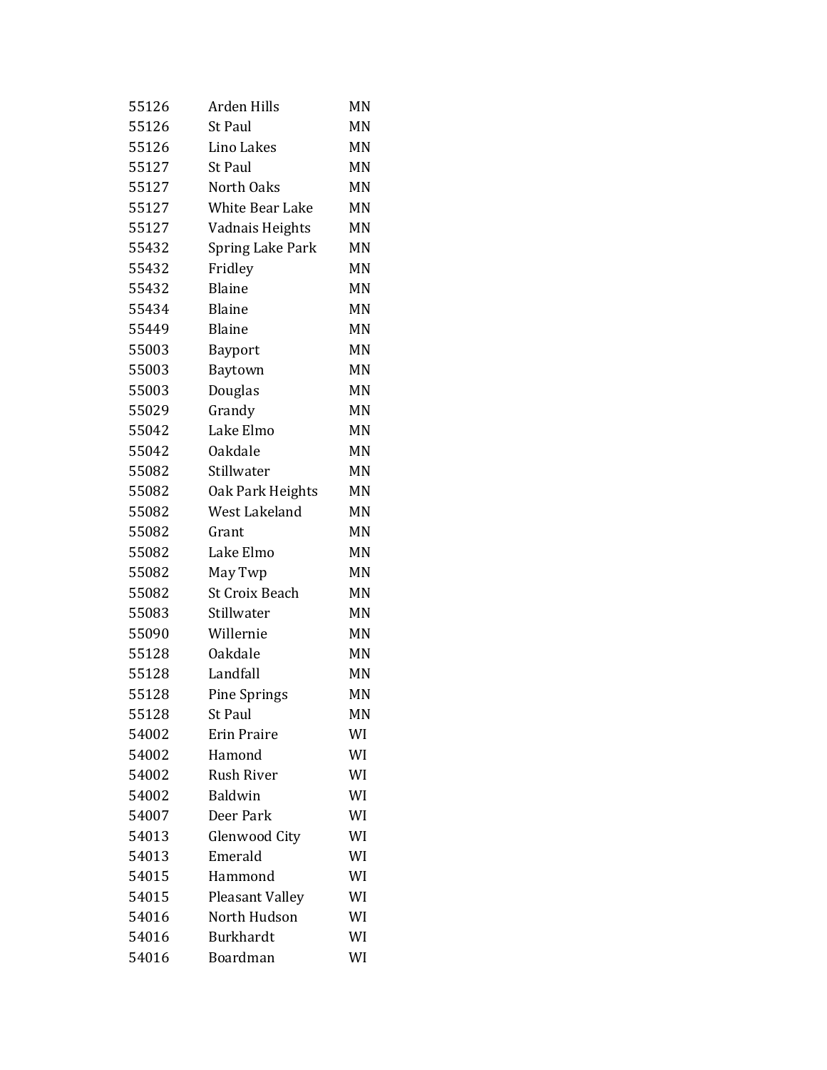| | | |
|---|---|---|
| 55126 | Arden Hills | MN |
| 55126 | St Paul | MN |
| 55126 | Lino Lakes | MN |
| 55127 | St Paul | MN |
| 55127 | North Oaks | MN |
| 55127 | White Bear Lake | MN |
| 55127 | Vadnais Heights | MN |
| 55432 | Spring Lake Park | MN |
| 55432 | Fridley | MN |
| 55432 | Blaine | MN |
| 55434 | Blaine | MN |
| 55449 | Blaine | MN |
| 55003 | Bayport | MN |
| 55003 | Baytown | MN |
| 55003 | Douglas | MN |
| 55029 | Grandy | MN |
| 55042 | Lake Elmo | MN |
| 55042 | Oakdale | MN |
| 55082 | Stillwater | MN |
| 55082 | Oak Park Heights | MN |
| 55082 | West Lakeland | MN |
| 55082 | Grant | MN |
| 55082 | Lake Elmo | MN |
| 55082 | May Twp | MN |
| 55082 | St Croix Beach | MN |
| 55083 | Stillwater | MN |
| 55090 | Willernie | MN |
| 55128 | Oakdale | MN |
| 55128 | Landfall | MN |
| 55128 | Pine Springs | MN |
| 55128 | St Paul | MN |
| 54002 | Erin Praire | WI |
| 54002 | Hamond | WI |
| 54002 | Rush River | WI |
| 54002 | Baldwin | WI |
| 54007 | Deer Park | WI |
| 54013 | Glenwood City | WI |
| 54013 | Emerald | WI |
| 54015 | Hammond | WI |
| 54015 | Pleasant Valley | WI |
| 54016 | North Hudson | WI |
| 54016 | Burkhardt | WI |
| 54016 | Boardman | WI |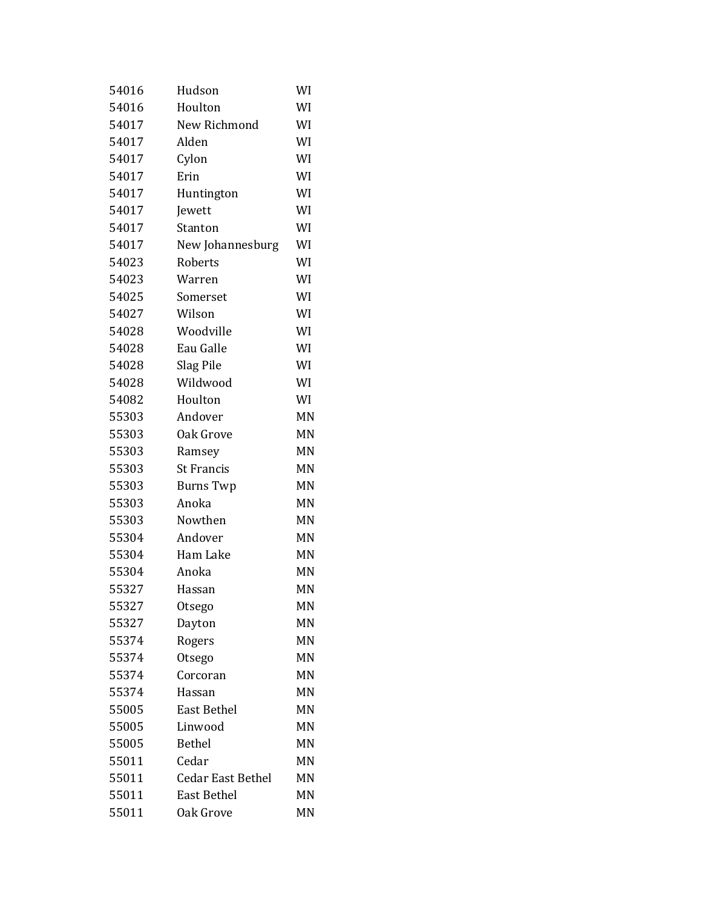| | | |
|---|---|---|
| 54016 | Hudson | WI |
| 54016 | Houlton | WI |
| 54017 | New Richmond | WI |
| 54017 | Alden | WI |
| 54017 | Cylon | WI |
| 54017 | Erin | WI |
| 54017 | Huntington | WI |
| 54017 | Jewett | WI |
| 54017 | Stanton | WI |
| 54017 | New Johannesburg | WI |
| 54023 | Roberts | WI |
| 54023 | Warren | WI |
| 54025 | Somerset | WI |
| 54027 | Wilson | WI |
| 54028 | Woodville | WI |
| 54028 | Eau Galle | WI |
| 54028 | Slag Pile | WI |
| 54028 | Wildwood | WI |
| 54082 | Houlton | WI |
| 55303 | Andover | MN |
| 55303 | Oak Grove | MN |
| 55303 | Ramsey | MN |
| 55303 | St Francis | MN |
| 55303 | Burns Twp | MN |
| 55303 | Anoka | MN |
| 55303 | Nowthen | MN |
| 55304 | Andover | MN |
| 55304 | Ham Lake | MN |
| 55304 | Anoka | MN |
| 55327 | Hassan | MN |
| 55327 | Otsego | MN |
| 55327 | Dayton | MN |
| 55374 | Rogers | MN |
| 55374 | Otsego | MN |
| 55374 | Corcoran | MN |
| 55374 | Hassan | MN |
| 55005 | East Bethel | MN |
| 55005 | Linwood | MN |
| 55005 | Bethel | MN |
| 55011 | Cedar | MN |
| 55011 | Cedar East Bethel | MN |
| 55011 | East Bethel | MN |
| 55011 | Oak Grove | MN |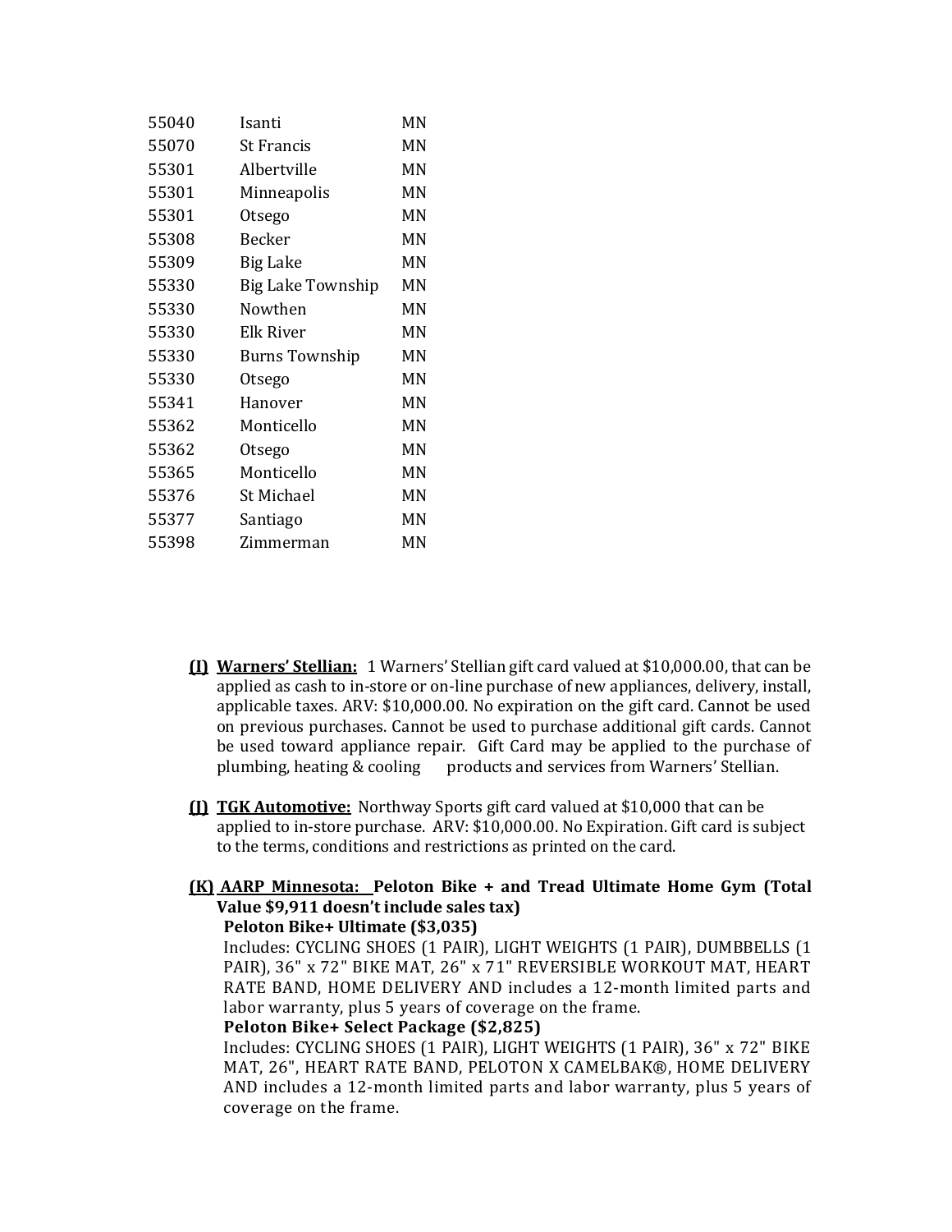| | | |
|---|---|---|
| 55040 | Isanti | MN |
| 55070 | St Francis | MN |
| 55301 | Albertville | MN |
| 55301 | Minneapolis | MN |
| 55301 | Otsego | MN |
| 55308 | Becker | MN |
| 55309 | Big Lake | MN |
| 55330 | Big Lake Township | MN |
| 55330 | Nowthen | MN |
| 55330 | Elk River | MN |
| 55330 | Burns Township | MN |
| 55330 | Otsego | MN |
| 55341 | Hanover | MN |
| 55362 | Monticello | MN |
| 55362 | Otsego | MN |
| 55365 | Monticello | MN |
| 55376 | St Michael | MN |
| 55377 | Santiago | MN |
| 55398 | Zimmerman | MN |

**(I)** **Warners' Stellian:** 1 Warners' Stellian gift card valued at $10,000.00, that can be applied as cash to in-store or on-line purchase of new appliances, delivery, install, applicable taxes. ARV: $10,000.00. No expiration on the gift card. Cannot be used on previous purchases. Cannot be used to purchase additional gift cards. Cannot be used toward appliance repair. Gift Card may be applied to the purchase of plumbing, heating & cooling products and services from Warners' Stellian.

**(J)** **TGK Automotive:** Northway Sports gift card valued at $10,000 that can be applied to in-store purchase. ARV: $10,000.00. No Expiration. Gift card is subject to the terms, conditions and restrictions as printed on the card.

**(K)** **AARP Minnesota: Peloton Bike + and Tread Ultimate Home Gym (Total Value $9,911 doesn't include sales tax)**

**Peloton Bike+ Ultimate ($3,035)**

Includes: CYCLING SHOES (1 PAIR), LIGHT WEIGHTS (1 PAIR), DUMBBELLS (1 PAIR), 36" x 72" BIKE MAT, 26" x 71" REVERSIBLE WORKOUT MAT, HEART RATE BAND, HOME DELIVERY AND includes a 12-month limited parts and labor warranty, plus 5 years of coverage on the frame.

**Peloton Bike+ Select Package ($2,825)**

Includes: CYCLING SHOES (1 PAIR), LIGHT WEIGHTS (1 PAIR), 36" x 72" BIKE MAT, 26", HEART RATE BAND, PELOTON X CAMELBAK®, HOME DELIVERY AND includes a 12-month limited parts and labor warranty, plus 5 years of coverage on the frame.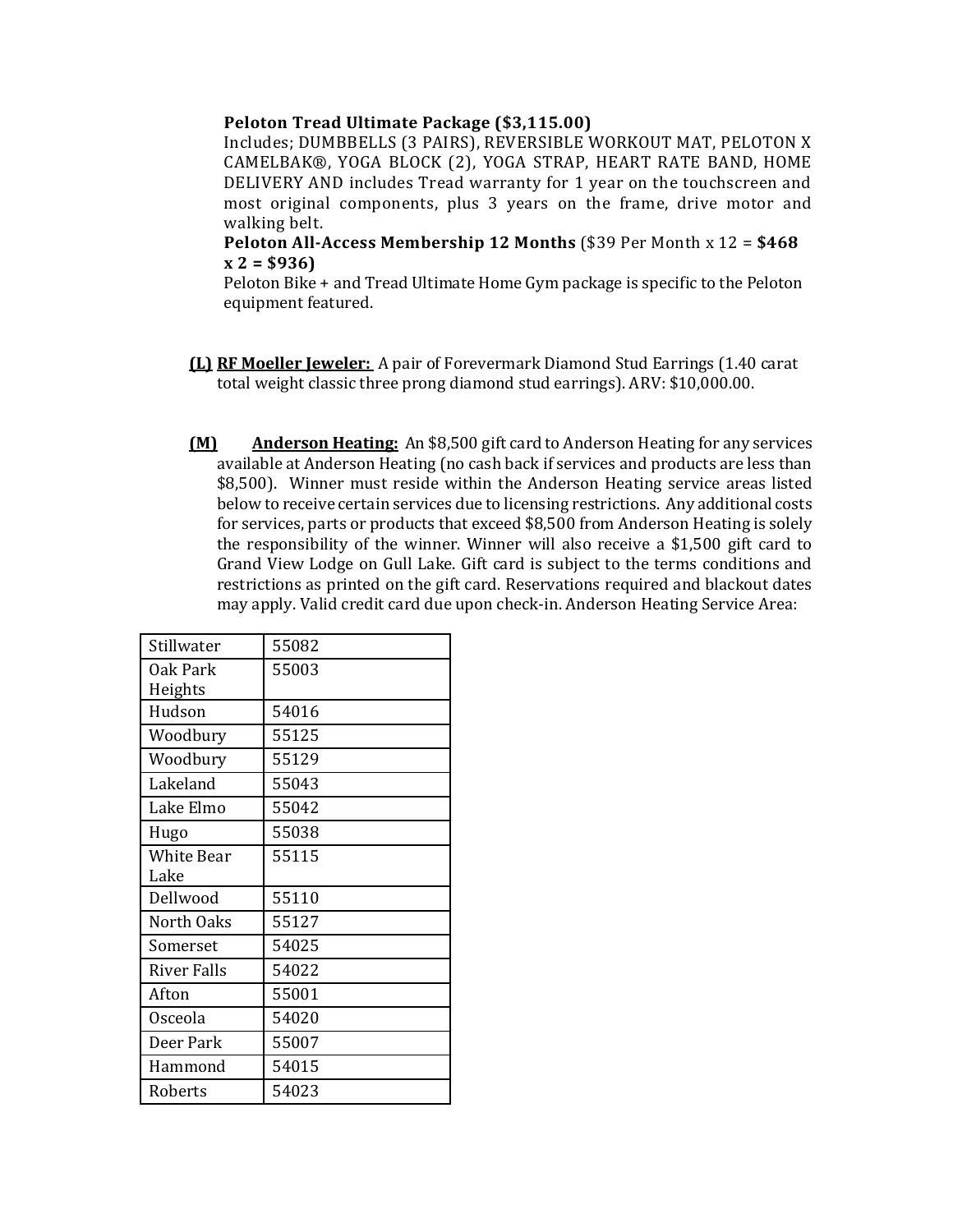**Peloton Tread Ultimate Package ($3,115.00)**
Includes; DUMBBELLS (3 PAIRS), REVERSIBLE WORKOUT MAT, PELOTON X CAMELBAK®, YOGA BLOCK (2), YOGA STRAP, HEART RATE BAND, HOME DELIVERY AND includes Tread warranty for 1 year on the touchscreen and most original components, plus 3 years on the frame, drive motor and walking belt.
**Peloton All-Access Membership 12 Months** ($39 Per Month x 12 = **$468 x 2 = $936)**
Peloton Bike + and Tread Ultimate Home Gym package is specific to the Peloton equipment featured.

**(L)** **RF Moeller Jeweler:** A pair of Forevermark Diamond Stud Earrings (1.40 carat total weight classic three prong diamond stud earrings). ARV: $10,000.00.

**(M)** **Anderson Heating:** An $8,500 gift card to Anderson Heating for any services available at Anderson Heating (no cash back if services and products are less than $8,500). Winner must reside within the Anderson Heating service areas listed below to receive certain services due to licensing restrictions. Any additional costs for services, parts or products that exceed $8,500 from Anderson Heating is solely the responsibility of the winner. Winner will also receive a $1,500 gift card to Grand View Lodge on Gull Lake. Gift card is subject to the terms conditions and restrictions as printed on the gift card. Reservations required and blackout dates may apply. Valid credit card due upon check-in. Anderson Heating Service Area:

| | |
|---|---|
| Stillwater | 55082 |
| Oak Park Heights | 55003 |
| Hudson | 54016 |
| Woodbury | 55125 |
| Woodbury | 55129 |
| Lakeland | 55043 |
| Lake Elmo | 55042 |
| Hugo | 55038 |
| White Bear Lake | 55115 |
| Dellwood | 55110 |
| North Oaks | 55127 |
| Somerset | 54025 |
| River Falls | 54022 |
| Afton | 55001 |
| Osceola | 54020 |
| Deer Park | 55007 |
| Hammond | 54015 |
| Roberts | 54023 |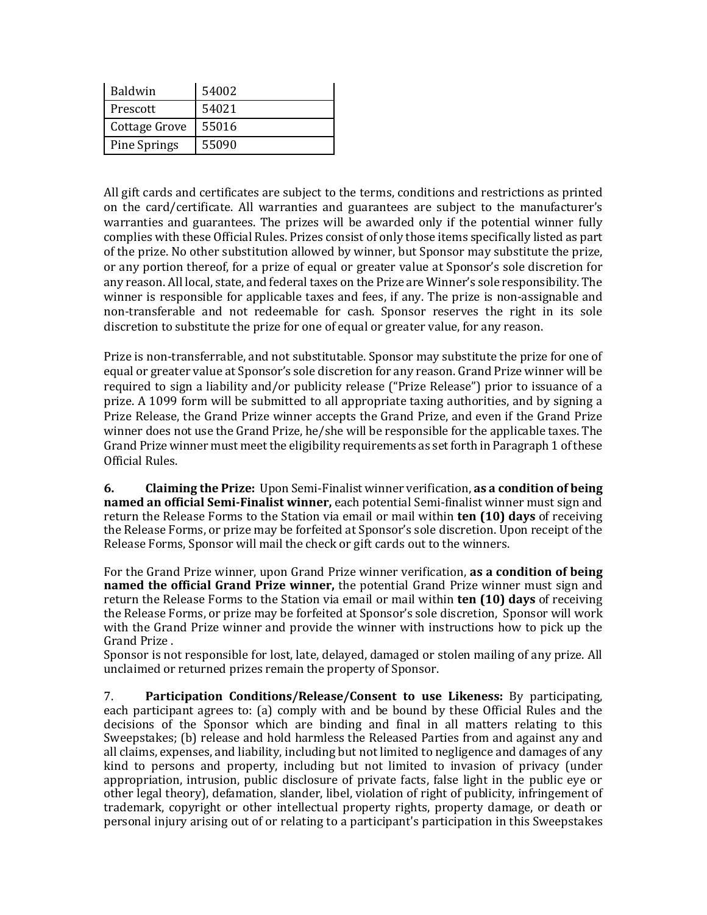| Baldwin | 54002 |
|---|---|
| Prescott | 54021 |
| Cottage Grove | 55016 |
| Pine Springs | 55090 |

All gift cards and certificates are subject to the terms, conditions and restrictions as printed on the card/certificate. All warranties and guarantees are subject to the manufacturer's warranties and guarantees. The prizes will be awarded only if the potential winner fully complies with these Official Rules. Prizes consist of only those items specifically listed as part of the prize. No other substitution allowed by winner, but Sponsor may substitute the prize, or any portion thereof, for a prize of equal or greater value at Sponsor's sole discretion for any reason. All local, state, and federal taxes on the Prize are Winner's sole responsibility. The winner is responsible for applicable taxes and fees, if any. The prize is non-assignable and non-transferable and not redeemable for cash. Sponsor reserves the right in its sole discretion to substitute the prize for one of equal or greater value, for any reason.

Prize is non-transferrable, and not substitutable. Sponsor may substitute the prize for one of equal or greater value at Sponsor's sole discretion for any reason. Grand Prize winner will be required to sign a liability and/or publicity release ("Prize Release") prior to issuance of a prize. A 1099 form will be submitted to all appropriate taxing authorities, and by signing a Prize Release, the Grand Prize winner accepts the Grand Prize, and even if the Grand Prize winner does not use the Grand Prize, he/she will be responsible for the applicable taxes. The Grand Prize winner must meet the eligibility requirements as set forth in Paragraph 1 of these Official Rules.

**6. Claiming the Prize:** Upon Semi-Finalist winner verification, **as a condition of being named an official Semi-Finalist winner,** each potential Semi-finalist winner must sign and return the Release Forms to the Station via email or mail within **ten (10) days** of receiving the Release Forms, or prize may be forfeited at Sponsor's sole discretion. Upon receipt of the Release Forms, Sponsor will mail the check or gift cards out to the winners.

For the Grand Prize winner, upon Grand Prize winner verification, **as a condition of being named the official Grand Prize winner,** the potential Grand Prize winner must sign and return the Release Forms to the Station via email or mail within **ten (10) days** of receiving the Release Forms, or prize may be forfeited at Sponsor's sole discretion, Sponsor will work with the Grand Prize winner and provide the winner with instructions how to pick up the Grand Prize .
Sponsor is not responsible for lost, late, delayed, damaged or stolen mailing of any prize. All unclaimed or returned prizes remain the property of Sponsor.

7. **Participation Conditions/Release/Consent to use Likeness:** By participating, each participant agrees to: (a) comply with and be bound by these Official Rules and the decisions of the Sponsor which are binding and final in all matters relating to this Sweepstakes; (b) release and hold harmless the Released Parties from and against any and all claims, expenses, and liability, including but not limited to negligence and damages of any kind to persons and property, including but not limited to invasion of privacy (under appropriation, intrusion, public disclosure of private facts, false light in the public eye or other legal theory), defamation, slander, libel, violation of right of publicity, infringement of trademark, copyright or other intellectual property rights, property damage, or death or personal injury arising out of or relating to a participant's participation in this Sweepstakes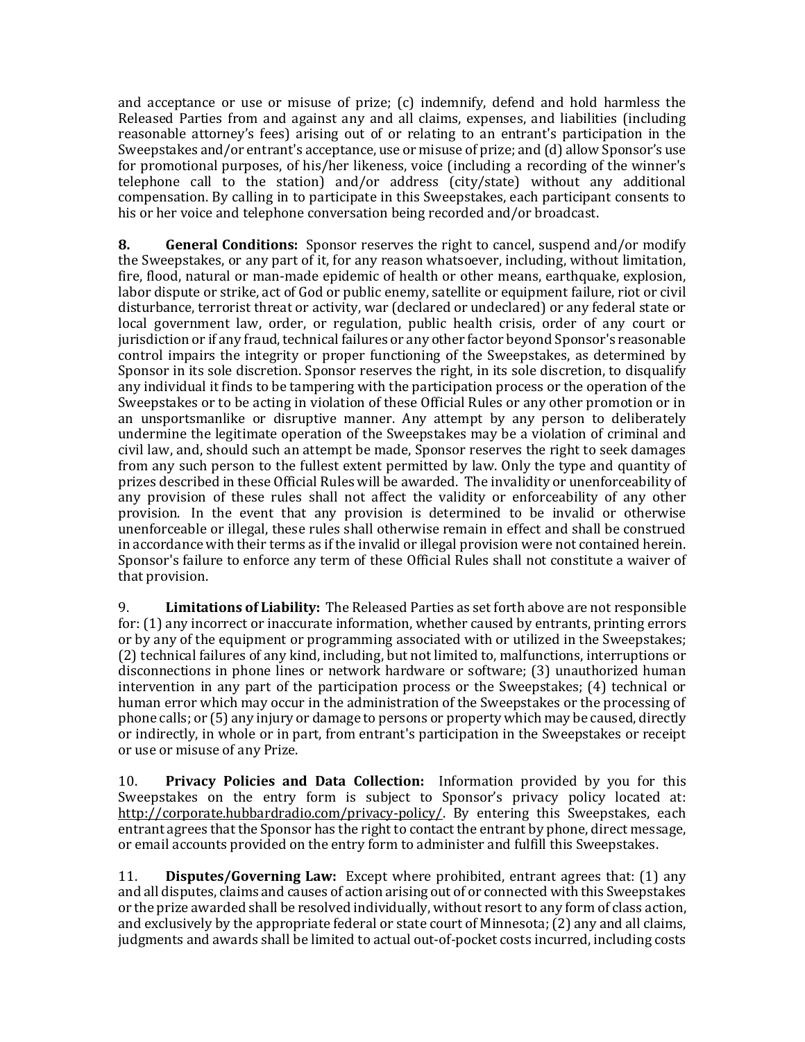and acceptance or use or misuse of prize; (c) indemnify, defend and hold harmless the Released Parties from and against any and all claims, expenses, and liabilities (including reasonable attorney's fees) arising out of or relating to an entrant's participation in the Sweepstakes and/or entrant's acceptance, use or misuse of prize; and (d) allow Sponsor's use for promotional purposes, of his/her likeness, voice (including a recording of the winner's telephone call to the station) and/or address (city/state) without any additional compensation. By calling in to participate in this Sweepstakes, each participant consents to his or her voice and telephone conversation being recorded and/or broadcast.

**8. General Conditions:** Sponsor reserves the right to cancel, suspend and/or modify the Sweepstakes, or any part of it, for any reason whatsoever, including, without limitation, fire, flood, natural or man-made epidemic of health or other means, earthquake, explosion, labor dispute or strike, act of God or public enemy, satellite or equipment failure, riot or civil disturbance, terrorist threat or activity, war (declared or undeclared) or any federal state or local government law, order, or regulation, public health crisis, order of any court or jurisdiction or if any fraud, technical failures or any other factor beyond Sponsor's reasonable control impairs the integrity or proper functioning of the Sweepstakes, as determined by Sponsor in its sole discretion. Sponsor reserves the right, in its sole discretion, to disqualify any individual it finds to be tampering with the participation process or the operation of the Sweepstakes or to be acting in violation of these Official Rules or any other promotion or in an unsportsmanlike or disruptive manner. Any attempt by any person to deliberately undermine the legitimate operation of the Sweepstakes may be a violation of criminal and civil law, and, should such an attempt be made, Sponsor reserves the right to seek damages from any such person to the fullest extent permitted by law. Only the type and quantity of prizes described in these Official Rules will be awarded. The invalidity or unenforceability of any provision of these rules shall not affect the validity or enforceability of any other provision. In the event that any provision is determined to be invalid or otherwise unenforceable or illegal, these rules shall otherwise remain in effect and shall be construed in accordance with their terms as if the invalid or illegal provision were not contained herein. Sponsor's failure to enforce any term of these Official Rules shall not constitute a waiver of that provision.

9. **Limitations of Liability:** The Released Parties as set forth above are not responsible for: (1) any incorrect or inaccurate information, whether caused by entrants, printing errors or by any of the equipment or programming associated with or utilized in the Sweepstakes; (2) technical failures of any kind, including, but not limited to, malfunctions, interruptions or disconnections in phone lines or network hardware or software; (3) unauthorized human intervention in any part of the participation process or the Sweepstakes; (4) technical or human error which may occur in the administration of the Sweepstakes or the processing of phone calls; or (5) any injury or damage to persons or property which may be caused, directly or indirectly, in whole or in part, from entrant's participation in the Sweepstakes or receipt or use or misuse of any Prize.

10. **Privacy Policies and Data Collection:** Information provided by you for this Sweepstakes on the entry form is subject to Sponsor's privacy policy located at: http://corporate.hubbardradio.com/privacy-policy/. By entering this Sweepstakes, each entrant agrees that the Sponsor has the right to contact the entrant by phone, direct message, or email accounts provided on the entry form to administer and fulfill this Sweepstakes.

11. **Disputes/Governing Law:** Except where prohibited, entrant agrees that: (1) any and all disputes, claims and causes of action arising out of or connected with this Sweepstakes or the prize awarded shall be resolved individually, without resort to any form of class action, and exclusively by the appropriate federal or state court of Minnesota; (2) any and all claims, judgments and awards shall be limited to actual out-of-pocket costs incurred, including costs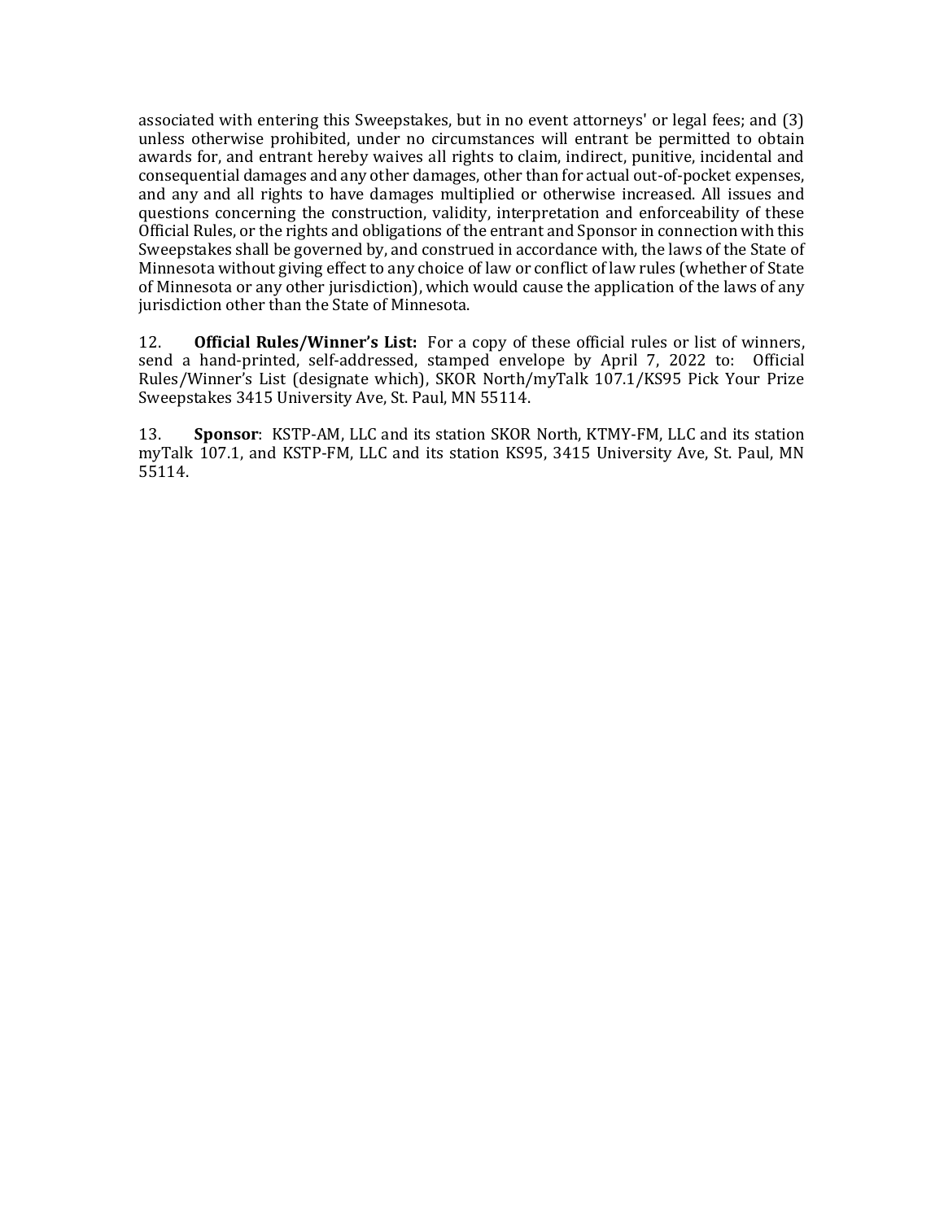associated with entering this Sweepstakes, but in no event attorneys' or legal fees; and (3) unless otherwise prohibited, under no circumstances will entrant be permitted to obtain awards for, and entrant hereby waives all rights to claim, indirect, punitive, incidental and consequential damages and any other damages, other than for actual out-of-pocket expenses, and any and all rights to have damages multiplied or otherwise increased. All issues and questions concerning the construction, validity, interpretation and enforceability of these Official Rules, or the rights and obligations of the entrant and Sponsor in connection with this Sweepstakes shall be governed by, and construed in accordance with, the laws of the State of Minnesota without giving effect to any choice of law or conflict of law rules (whether of State of Minnesota or any other jurisdiction), which would cause the application of the laws of any jurisdiction other than the State of Minnesota.

12. **Official Rules/Winner's List:** For a copy of these official rules or list of winners, send a hand-printed, self-addressed, stamped envelope by April 7, 2022 to: Official Rules/Winner's List (designate which), SKOR North/myTalk 107.1/KS95 Pick Your Prize Sweepstakes 3415 University Ave, St. Paul, MN 55114.

13. **Sponsor**: KSTP-AM, LLC and its station SKOR North, KTMY-FM, LLC and its station myTalk 107.1, and KSTP-FM, LLC and its station KS95, 3415 University Ave, St. Paul, MN 55114.